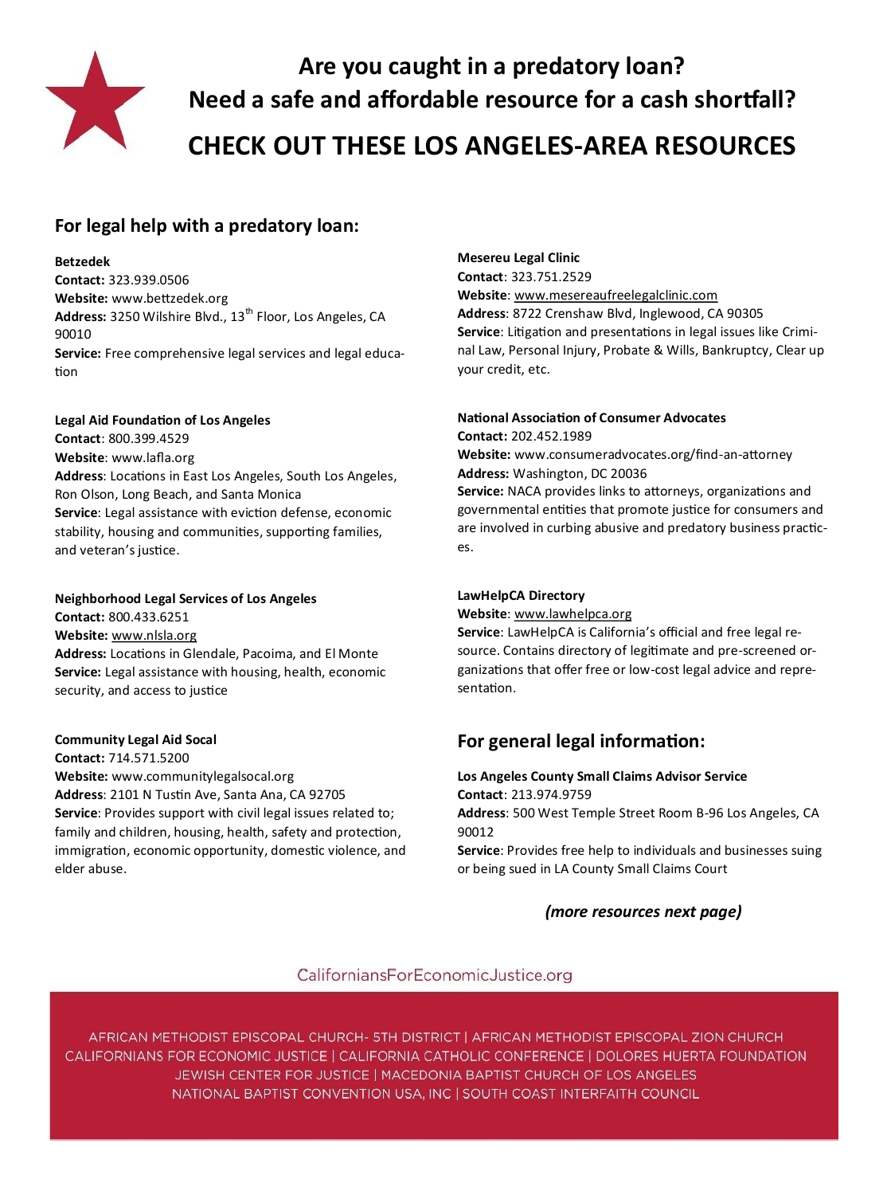# Are you caught in a predatory loan?

# Need a safe and affordable resource for a cash shortfall?

# CHECK OUT THESE LOS ANGELES-AREA RESOURCES

## For legal help with a predatory loan:

**Betzedek**
**Contact:** 323.939.0506
**Website:** www.bettzedek.org
**Address:** 3250 Wilshire Blvd., 13th Floor, Los Angeles, CA 90010
**Service:** Free comprehensive legal services and legal education

**Legal Aid Foundation of Los Angeles**
**Contact**: 800.399.4529
**Website**: www.lafla.org
**Address**: Locations in East Los Angeles, South Los Angeles, Ron Olson, Long Beach, and Santa Monica
**Service**: Legal assistance with eviction defense, economic stability, housing and communities, supporting families, and veteran's justice.

**Neighborhood Legal Services of Los Angeles**
**Contact:** 800.433.6251
**Website:** www.nlsla.org
**Address:** Locations in Glendale, Pacoima, and El Monte
**Service:** Legal assistance with housing, health, economic security, and access to justice

**Community Legal Aid Socal**
**Contact:** 714.571.5200
**Website:** www.communitylegalsocal.org
**Address**: 2101 N Tustin Ave, Santa Ana, CA 92705
**Service**: Provides support with civil legal issues related to; family and children, housing, health, safety and protection, immigration, economic opportunity, domestic violence, and elder abuse.

**Mesereu Legal Clinic**
**Contact**: 323.751.2529
**Website**: www.mesereaufreelegalclinic.com
**Address**: 8722 Crenshaw Blvd, Inglewood, CA 90305
**Service**: Litigation and presentations in legal issues like Criminal Law, Personal Injury, Probate & Wills, Bankruptcy, Clear up your credit, etc.

**National Association of Consumer Advocates**
**Contact:** 202.452.1989
**Website:** www.consumeradvocates.org/find-an-attorney
**Address:** Washington, DC 20036
**Service:** NACA provides links to attorneys, organizations and governmental entities that promote justice for consumers and are involved in curbing abusive and predatory business practices.

**LawHelpCA Directory**
**Website**: www.lawhelpca.org
**Service**: LawHelpCA is California's official and free legal resource. Contains directory of legitimate and pre-screened organizations that offer free or low-cost legal advice and representation.

## For general legal information:

**Los Angeles County Small Claims Advisor Service**
**Contact**: 213.974.9759
**Address**: 500 West Temple Street Room B-96 Los Angeles, CA 90012
**Service**: Provides free help to individuals and businesses suing or being sued in LA County Small Claims Court

***(more resources next page)***

CaliforniansForEconomicJustice.org

AFRICAN METHODIST EPISCOPAL CHURCH- 5TH DISTRICT | AFRICAN METHODIST EPISCOPAL ZION CHURCH
CALIFORNIANS FOR ECONOMIC JUSTICE | CALIFORNIA CATHOLIC CONFERENCE | DOLORES HUERTA FOUNDATION
JEWISH CENTER FOR JUSTICE | MACEDONIA BAPTIST CHURCH OF LOS ANGELES
NATIONAL BAPTIST CONVENTION USA, INC | SOUTH COAST INTERFAITH COUNCIL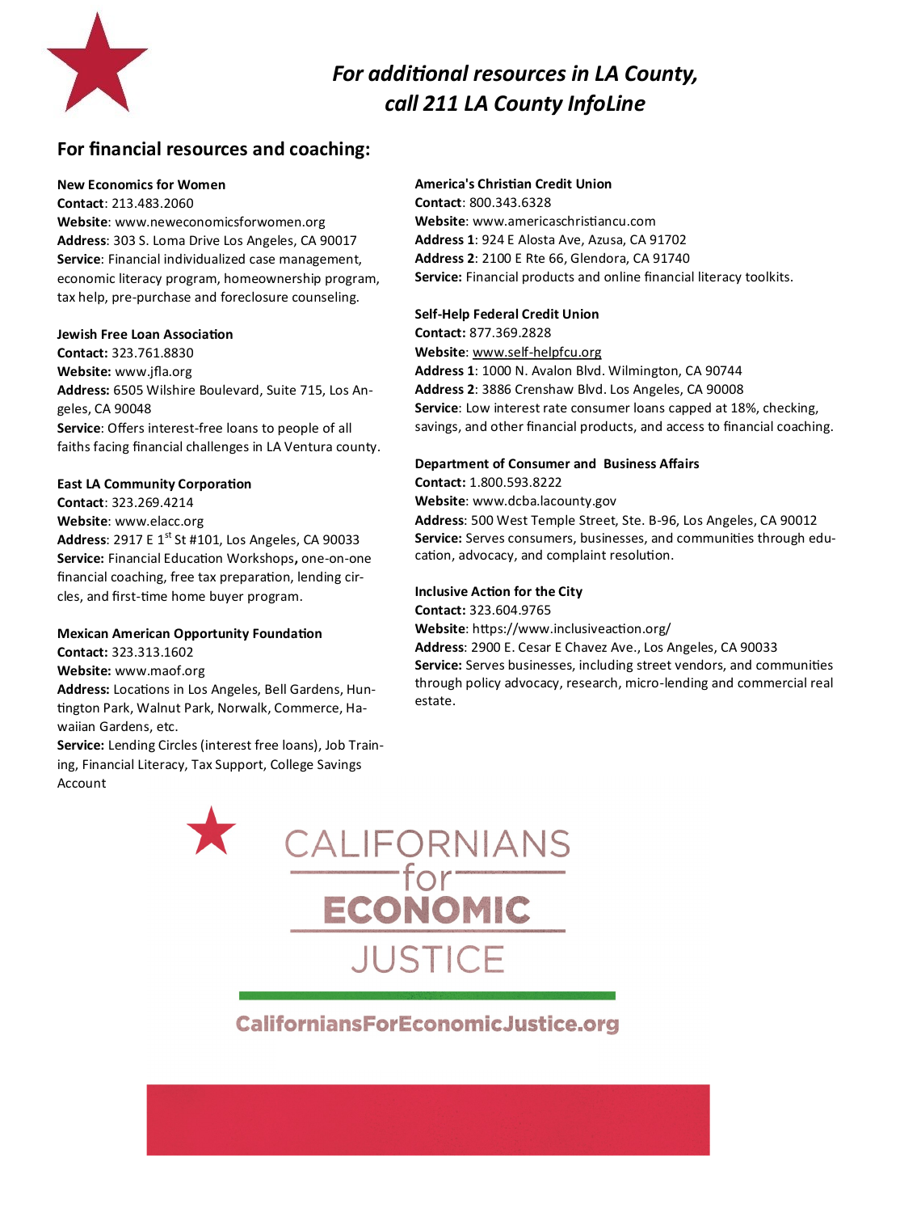*For additional resources in LA County, call 211 LA County InfoLine*

## For financial resources and coaching:

**New Economics for Women**
**Contact**: 213.483.2060
**Website**: www.neweconomicsforwomen.org
**Address**: 303 S. Loma Drive Los Angeles, CA 90017
**Service**: Financial individualized case management, economic literacy program, homeownership program, tax help, pre-purchase and foreclosure counseling.

**Jewish Free Loan Association**
**Contact:** 323.761.8830
**Website:** www.jfla.org
**Address:** 6505 Wilshire Boulevard, Suite 715, Los Angeles, CA 90048
**Service**: Offers interest-free loans to people of all faiths facing financial challenges in LA Ventura county.

**East LA Community Corporation**
**Contact**: 323.269.4214
**Website**: www.elacc.org
**Address**: 2917 E 1st St #101, Los Angeles, CA 90033
**Service:** Financial Education Workshops**,** one-on-one financial coaching, free tax preparation, lending circles, and first-time home buyer program.

**Mexican American Opportunity Foundation**
**Contact:** 323.313.1602
**Website:** www.maof.org
**Address:** Locations in Los Angeles, Bell Gardens, Huntington Park, Walnut Park, Norwalk, Commerce, Hawaiian Gardens, etc.
**Service:** Lending Circles (interest free loans), Job Training, Financial Literacy, Tax Support, College Savings Account

**America's Christian Credit Union**
**Contact**: 800.343.6328
**Website**: www.americaschristiancu.com
**Address 1**: 924 E Alosta Ave, Azusa, CA 91702
**Address 2**: 2100 E Rte 66, Glendora, CA 91740
**Service:** Financial products and online financial literacy toolkits.

**Self-Help Federal Credit Union**
**Contact:** 877.369.2828
**Website**: www.self-helpfcu.org
**Address 1**: 1000 N. Avalon Blvd. Wilmington, CA 90744
**Address 2**: 3886 Crenshaw Blvd. Los Angeles, CA 90008
**Service**: Low interest rate consumer loans capped at 18%, checking, savings, and other financial products, and access to financial coaching.

**Department of Consumer and Business Affairs**
**Contact:** 1.800.593.8222
**Website**: www.dcba.lacounty.gov
**Address**: 500 West Temple Street, Ste. B-96, Los Angeles, CA 90012
**Service:** Serves consumers, businesses, and communities through education, advocacy, and complaint resolution.

**Inclusive Action for the City**
**Contact:** 323.604.9765
**Website**: https://www.inclusiveaction.org/
**Address**: 2900 E. Cesar E Chavez Ave., Los Angeles, CA 90033
**Service:** Serves businesses, including street vendors, and communities through policy advocacy, research, micro-lending and commercial real estate.

CALIFORNIANS for ECONOMIC JUSTICE

CaliforniansForEconomicJustice.org